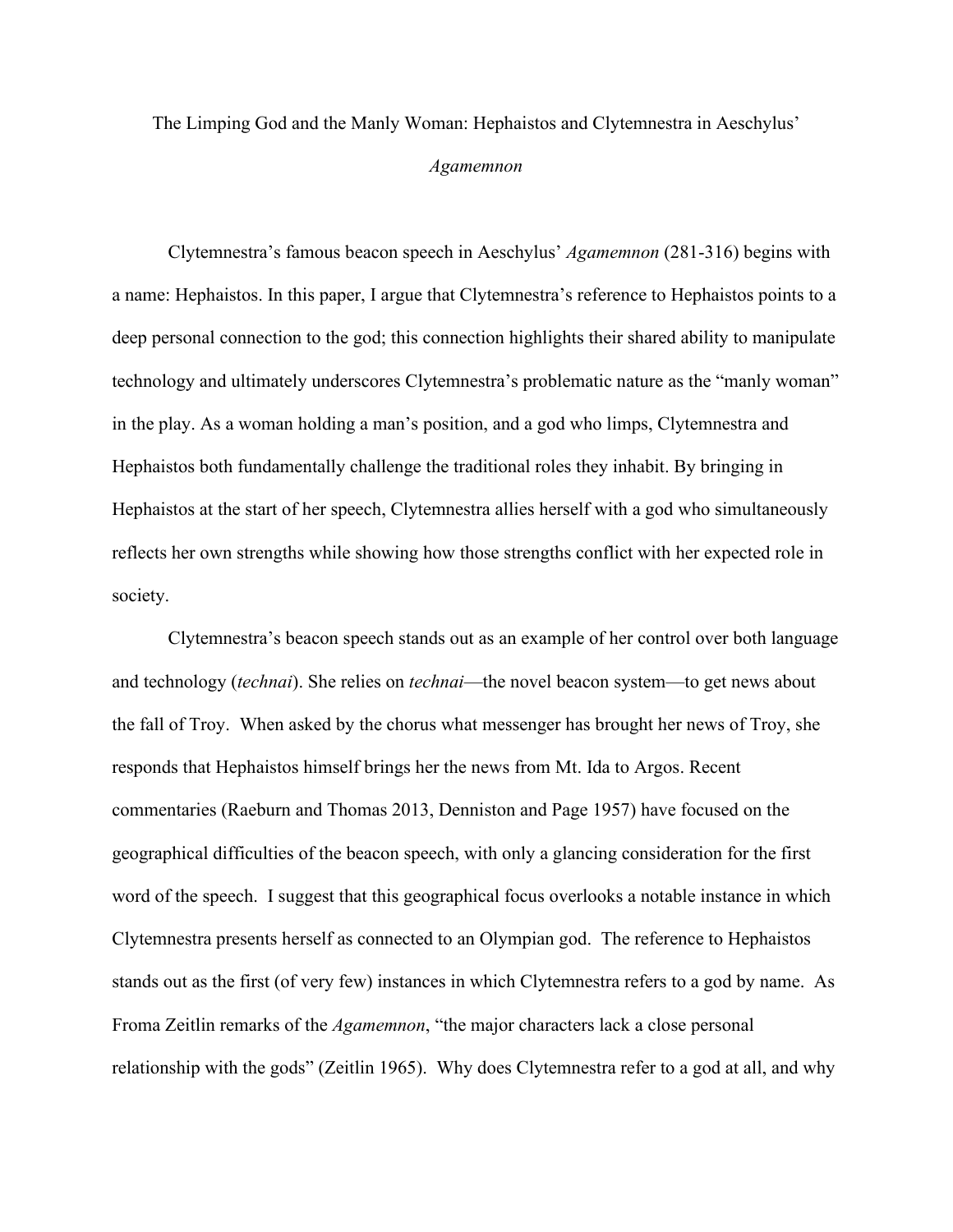# The Limping God and the Manly Woman: Hephaistos and Clytemnestra in Aeschylus' *Agamemnon*

Clytemnestra's famous beacon speech in Aeschylus' *Agamemnon* (281-316) begins with a name: Hephaistos. In this paper, I argue that Clytemnestra's reference to Hephaistos points to a deep personal connection to the god; this connection highlights their shared ability to manipulate technology and ultimately underscores Clytemnestra's problematic nature as the "manly woman" in the play. As a woman holding a man's position, and a god who limps, Clytemnestra and Hephaistos both fundamentally challenge the traditional roles they inhabit. By bringing in Hephaistos at the start of her speech, Clytemnestra allies herself with a god who simultaneously reflects her own strengths while showing how those strengths conflict with her expected role in society.

Clytemnestra's beacon speech stands out as an example of her control over both language and technology (*technai*). She relies on *technai*—the novel beacon system—to get news about the fall of Troy. When asked by the chorus what messenger has brought her news of Troy, she responds that Hephaistos himself brings her the news from Mt. Ida to Argos. Recent commentaries (Raeburn and Thomas 2013, Denniston and Page 1957) have focused on the geographical difficulties of the beacon speech, with only a glancing consideration for the first word of the speech. I suggest that this geographical focus overlooks a notable instance in which Clytemnestra presents herself as connected to an Olympian god. The reference to Hephaistos stands out as the first (of very few) instances in which Clytemnestra refers to a god by name. As Froma Zeitlin remarks of the *Agamemnon*, "the major characters lack a close personal relationship with the gods" (Zeitlin 1965). Why does Clytemnestra refer to a god at all, and why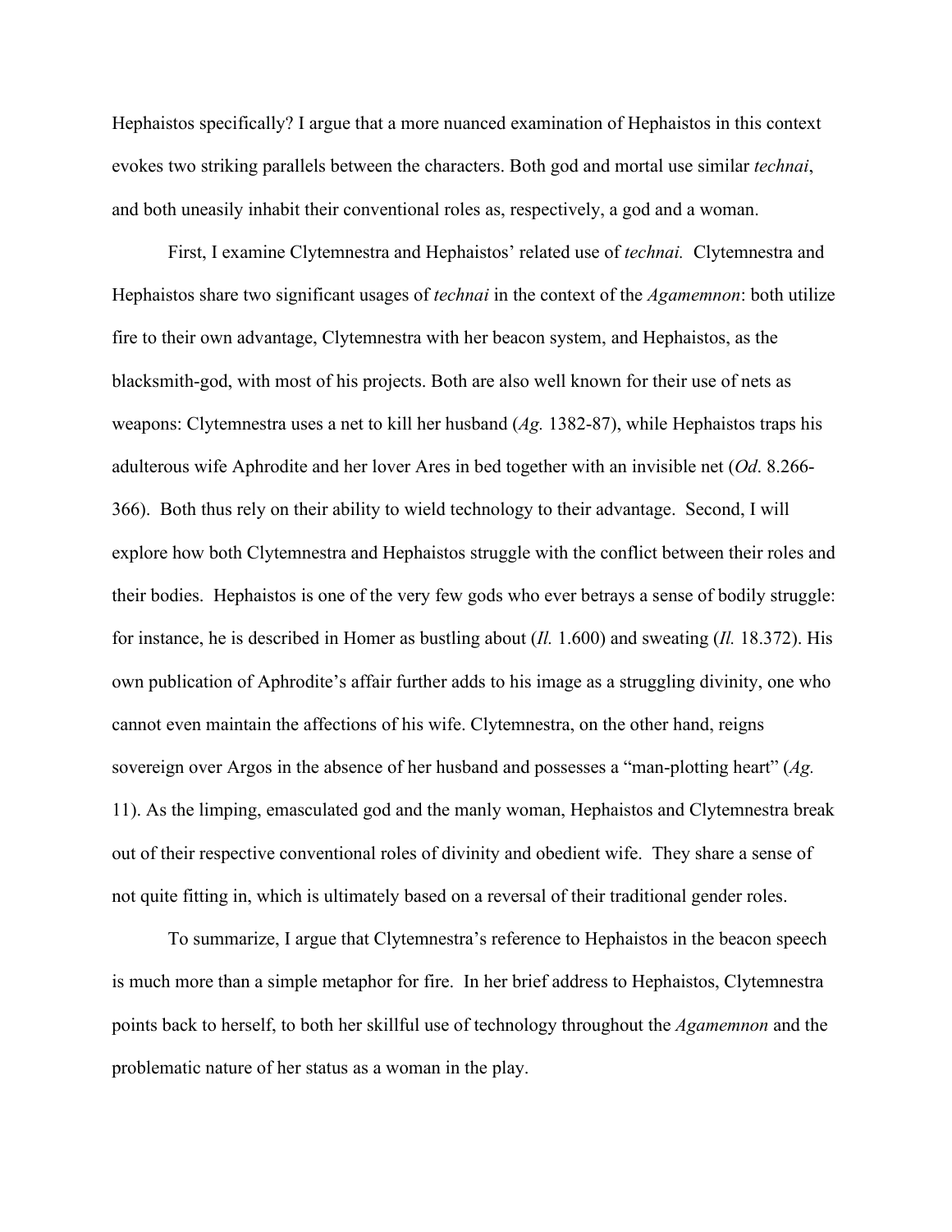Hephaistos specifically? I argue that a more nuanced examination of Hephaistos in this context evokes two striking parallels between the characters. Both god and mortal use similar *technai*, and both uneasily inhabit their conventional roles as, respectively, a god and a woman.

First, I examine Clytemnestra and Hephaistos' related use of *technai.* Clytemnestra and Hephaistos share two significant usages of *technai* in the context of the *Agamemnon*: both utilize fire to their own advantage, Clytemnestra with her beacon system, and Hephaistos, as the blacksmith-god, with most of his projects. Both are also well known for their use of nets as weapons: Clytemnestra uses a net to kill her husband (*Ag.* 1382-87), while Hephaistos traps his adulterous wife Aphrodite and her lover Ares in bed together with an invisible net (*Od*. 8.266-366). Both thus rely on their ability to wield technology to their advantage. Second, I will explore how both Clytemnestra and Hephaistos struggle with the conflict between their roles and their bodies. Hephaistos is one of the very few gods who ever betrays a sense of bodily struggle: for instance, he is described in Homer as bustling about (*Il.* 1.600) and sweating (*Il.* 18.372). His own publication of Aphrodite's affair further adds to his image as a struggling divinity, one who cannot even maintain the affections of his wife. Clytemnestra, on the other hand, reigns sovereign over Argos in the absence of her husband and possesses a "man-plotting heart" (*Ag.* 11). As the limping, emasculated god and the manly woman, Hephaistos and Clytemnestra break out of their respective conventional roles of divinity and obedient wife. They share a sense of not quite fitting in, which is ultimately based on a reversal of their traditional gender roles.

To summarize, I argue that Clytemnestra's reference to Hephaistos in the beacon speech is much more than a simple metaphor for fire. In her brief address to Hephaistos, Clytemnestra points back to herself, to both her skillful use of technology throughout the *Agamemnon* and the problematic nature of her status as a woman in the play.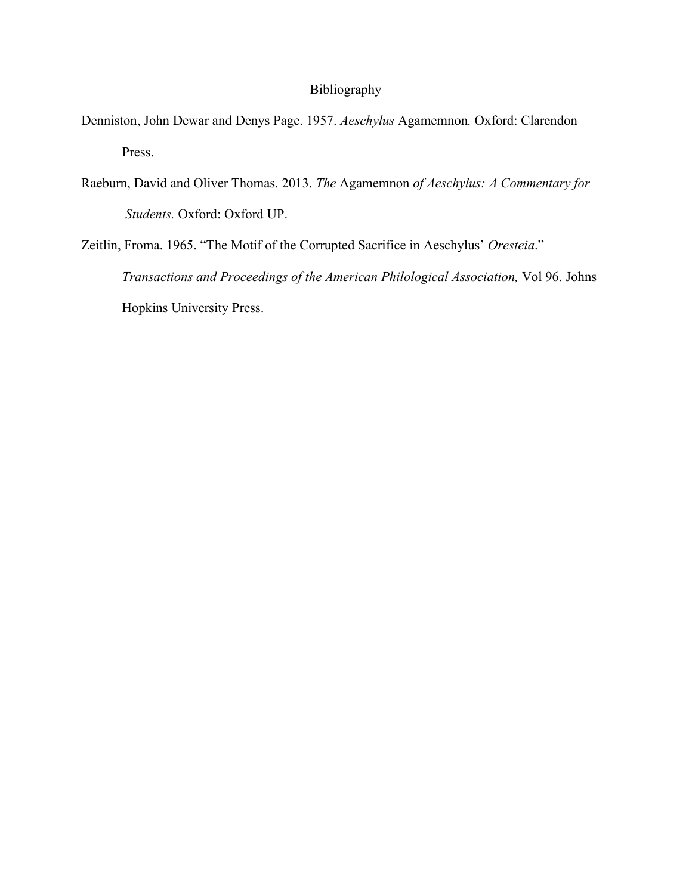# Bibliography

Denniston, John Dewar and Denys Page. 1957. *Aeschylus* Agamemnon*.* Oxford: Clarendon Press.

Raeburn, David and Oliver Thomas. 2013. *The* Agamemnon *of Aeschylus: A Commentary for Students.* Oxford: Oxford UP.

Zeitlin, Froma. 1965. "The Motif of the Corrupted Sacrifice in Aeschylus' *Oresteia*." *Transactions and Proceedings of the American Philological Association,* Vol 96. Johns Hopkins University Press.